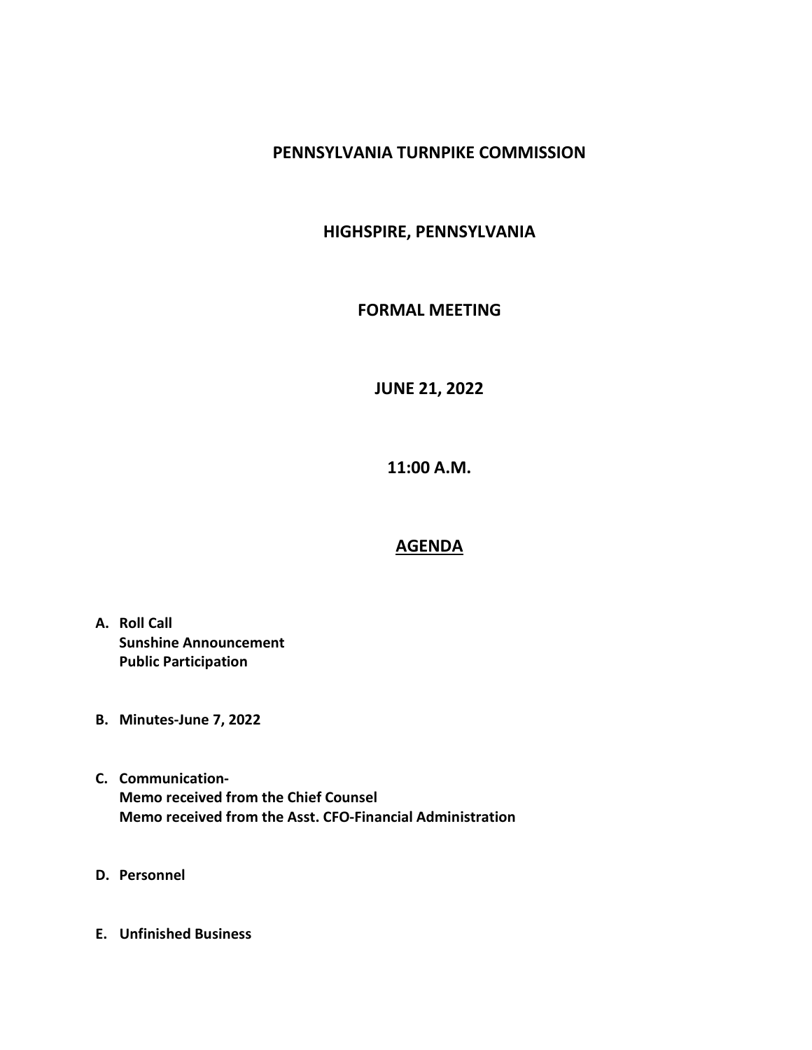# PENNSYLVANIA TURNPIKE COMMISSION

## HIGHSPIRE, PENNSYLVANIA

## FORMAL MEETING

## JUNE 21, 2022

## 11:00 A.M.

## AGENDA

**A. Roll Call**
**Sunshine Announcement**
**Public Participation**

**B. Minutes-June 7, 2022**

**C. Communication-**
**Memo received from the Chief Counsel**
**Memo received from the Asst. CFO-Financial Administration**

**D. Personnel**

**E. Unfinished Business**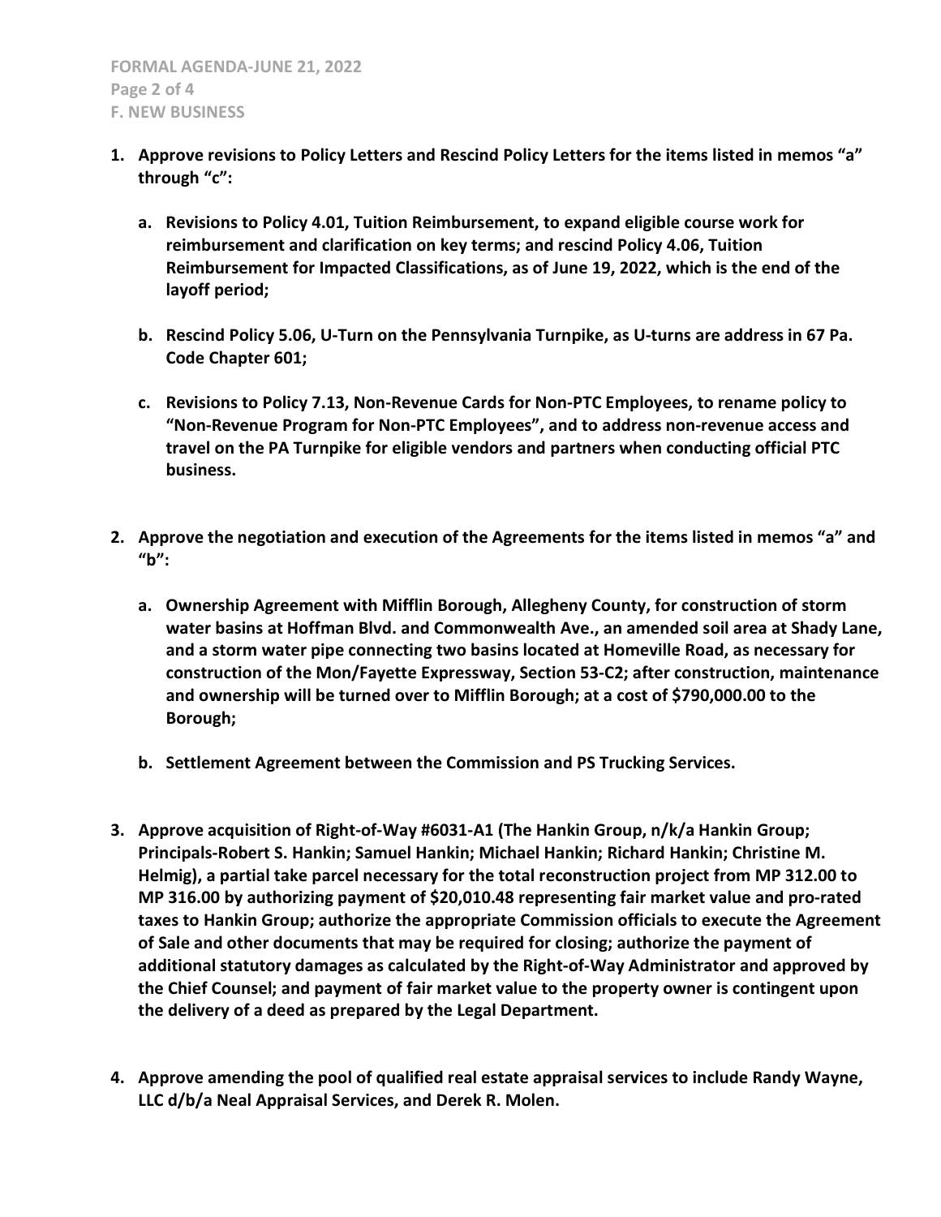**F. NEW BUSINESS**

1. **Approve revisions to Policy Letters and Rescind Policy Letters for the items listed in memos "a" through "c":**

   a. **Revisions to Policy 4.01, Tuition Reimbursement, to expand eligible course work for reimbursement and clarification on key terms; and rescind Policy 4.06, Tuition Reimbursement for Impacted Classifications, as of June 19, 2022, which is the end of the layoff period;**

   b. **Rescind Policy 5.06, U-Turn on the Pennsylvania Turnpike, as U-turns are address in 67 Pa. Code Chapter 601;**

   c. **Revisions to Policy 7.13, Non-Revenue Cards for Non-PTC Employees, to rename policy to "Non-Revenue Program for Non-PTC Employees", and to address non-revenue access and travel on the PA Turnpike for eligible vendors and partners when conducting official PTC business.**

2. **Approve the negotiation and execution of the Agreements for the items listed in memos "a" and "b":**

   a. **Ownership Agreement with Mifflin Borough, Allegheny County, for construction of storm water basins at Hoffman Blvd. and Commonwealth Ave., an amended soil area at Shady Lane, and a storm water pipe connecting two basins located at Homeville Road, as necessary for construction of the Mon/Fayette Expressway, Section 53-C2; after construction, maintenance and ownership will be turned over to Mifflin Borough; at a cost of $790,000.00 to the Borough;**

   b. **Settlement Agreement between the Commission and PS Trucking Services.**

3. **Approve acquisition of Right-of-Way #6031-A1 (The Hankin Group, n/k/a Hankin Group; Principals-Robert S. Hankin; Samuel Hankin; Michael Hankin; Richard Hankin; Christine M. Helmig), a partial take parcel necessary for the total reconstruction project from MP 312.00 to MP 316.00 by authorizing payment of $20,010.48 representing fair market value and pro-rated taxes to Hankin Group; authorize the appropriate Commission officials to execute the Agreement of Sale and other documents that may be required for closing; authorize the payment of additional statutory damages as calculated by the Right-of-Way Administrator and approved by the Chief Counsel; and payment of fair market value to the property owner is contingent upon the delivery of a deed as prepared by the Legal Department.**

4. **Approve amending the pool of qualified real estate appraisal services to include Randy Wayne, LLC d/b/a Neal Appraisal Services, and Derek R. Molen.**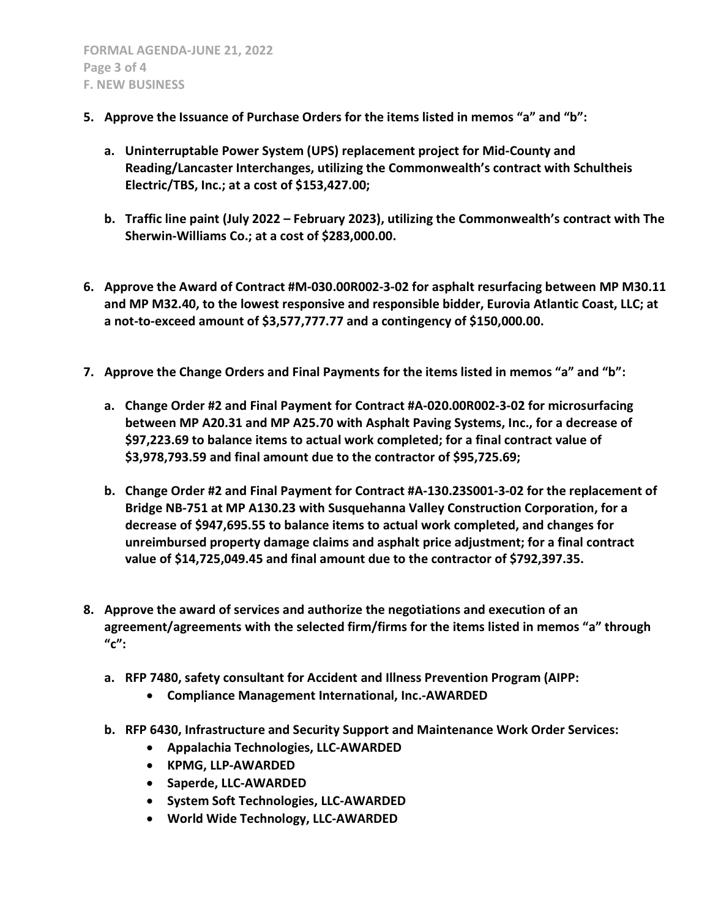**5. Approve the Issuance of Purchase Orders for the items listed in memos "a" and "b":**

**a. Uninterruptable Power System (UPS) replacement project for Mid-County and Reading/Lancaster Interchanges, utilizing the Commonwealth's contract with Schultheis Electric/TBS, Inc.; at a cost of $153,427.00;**

**b. Traffic line paint (July 2022 – February 2023), utilizing the Commonwealth's contract with The Sherwin-Williams Co.; at a cost of $283,000.00.**

**6. Approve the Award of Contract #M-030.00R002-3-02 for asphalt resurfacing between MP M30.11 and MP M32.40, to the lowest responsive and responsible bidder, Eurovia Atlantic Coast, LLC; at a not-to-exceed amount of $3,577,777.77 and a contingency of $150,000.00.**

**7. Approve the Change Orders and Final Payments for the items listed in memos "a" and "b":**

**a. Change Order #2 and Final Payment for Contract #A-020.00R002-3-02 for microsurfacing between MP A20.31 and MP A25.70 with Asphalt Paving Systems, Inc., for a decrease of $97,223.69 to balance items to actual work completed; for a final contract value of $3,978,793.59 and final amount due to the contractor of $95,725.69;**

**b. Change Order #2 and Final Payment for Contract #A-130.23S001-3-02 for the replacement of Bridge NB-751 at MP A130.23 with Susquehanna Valley Construction Corporation, for a decrease of $947,695.55 to balance items to actual work completed, and changes for unreimbursed property damage claims and asphalt price adjustment; for a final contract value of $14,725,049.45 and final amount due to the contractor of $792,397.35.**

**8. Approve the award of services and authorize the negotiations and execution of an agreement/agreements with the selected firm/firms for the items listed in memos "a" through "c":**

**a. RFP 7480, safety consultant for Accident and Illness Prevention Program (AIPP:**

- **Compliance Management International, Inc.-AWARDED**

**b. RFP 6430, Infrastructure and Security Support and Maintenance Work Order Services:**

- **Appalachia Technologies, LLC-AWARDED**
- **KPMG, LLP-AWARDED**
- **Saperde, LLC-AWARDED**
- **System Soft Technologies, LLC-AWARDED**
- **World Wide Technology, LLC-AWARDED**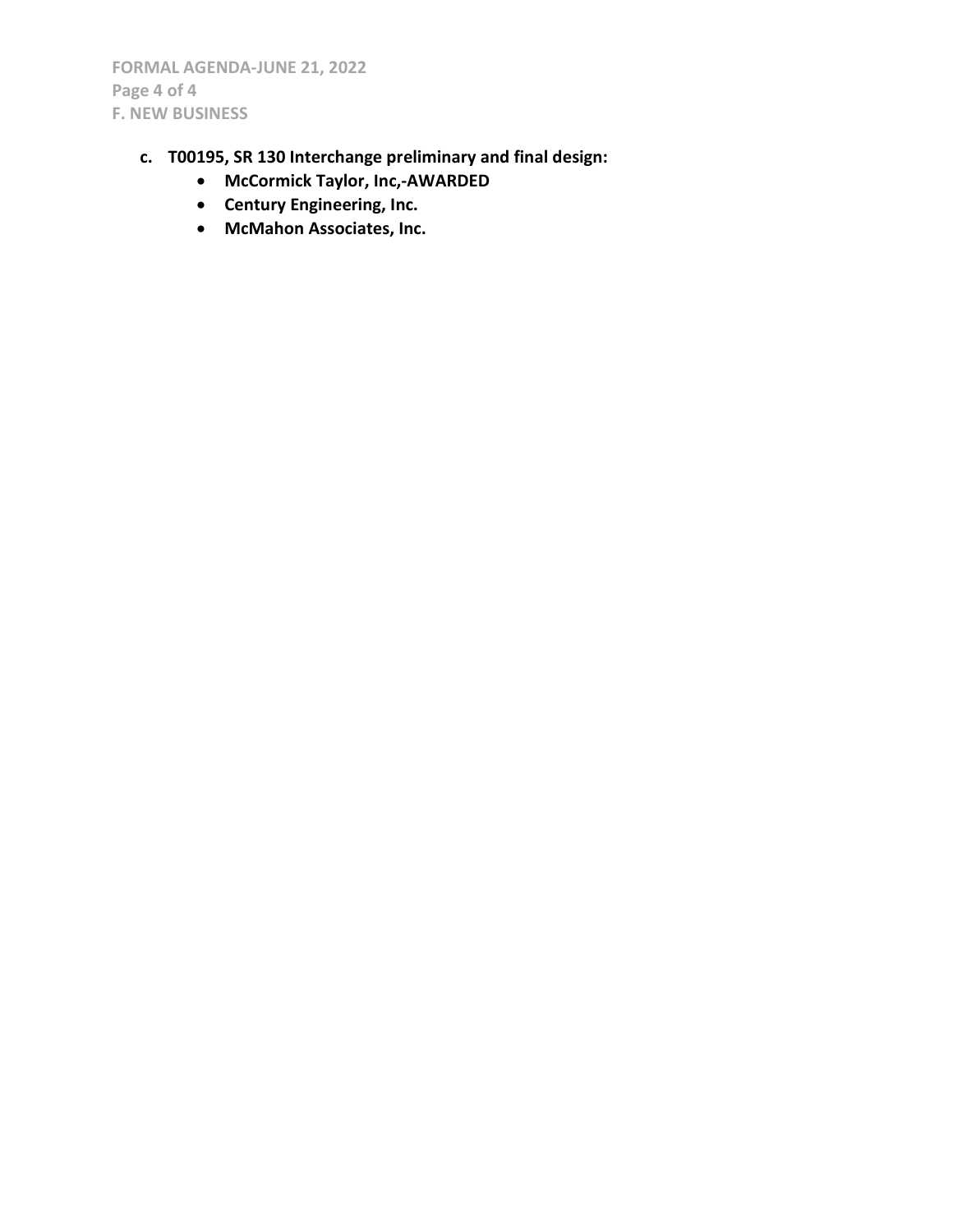**c. T00195, SR 130 Interchange preliminary and final design:**

- **McCormick Taylor, Inc,-AWARDED**
- **Century Engineering, Inc.**
- **McMahon Associates, Inc.**